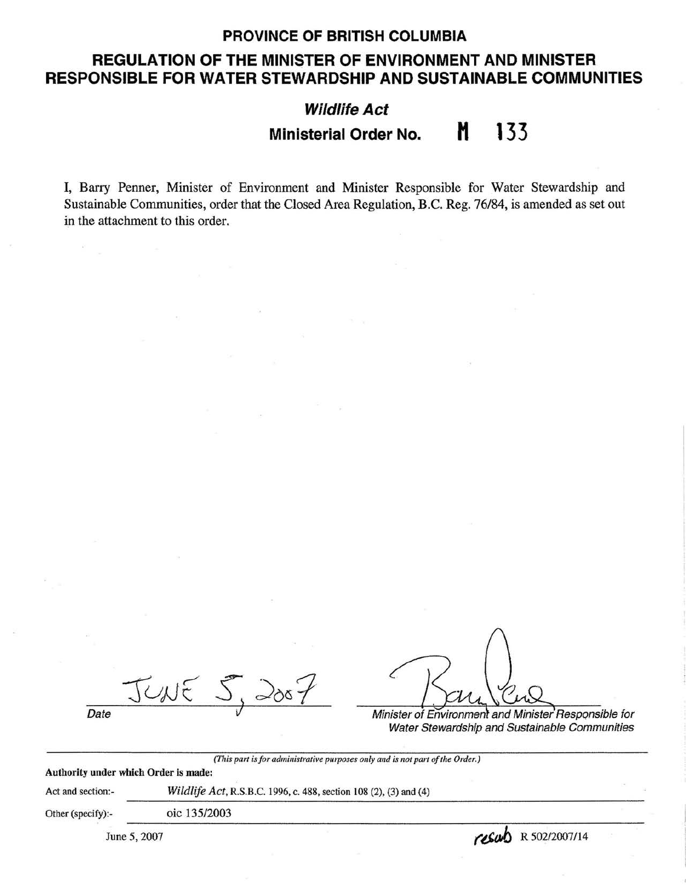# PROVINCE OF BRITISH COLUMBIA

## REGULATION OF THE MINISTER OF ENVIRONMENT AND MINISTER RESPONSIBLE FOR WATER STEWARDSHIP AND SUSTAINABLE COMMUNITIES

***Wildlife Act***

**Ministerial Order No.** M 133

I, Barry Penner, Minister of Environment and Minister Responsible for Water Stewardship and Sustainable Communities, order that the Closed Area Regulation, B.C. Reg. 76/84, is amended as set out in the attachment to this order.

JUNE 5, 2007

*Date*

*Minister of Environment and Minister Responsible for Water Stewardship and Sustainable Communities*

*(This part is for administrative purposes only and is not part of the Order.)*

**Authority under which Order is made:**

Act and section:- *Wildlife Act*, R.S.B.C. 1996, c. 488, section 108 (2), (3) and (4)

Other (specify):- oic 135/2003

June 5, 2007

resub R 502/2007/14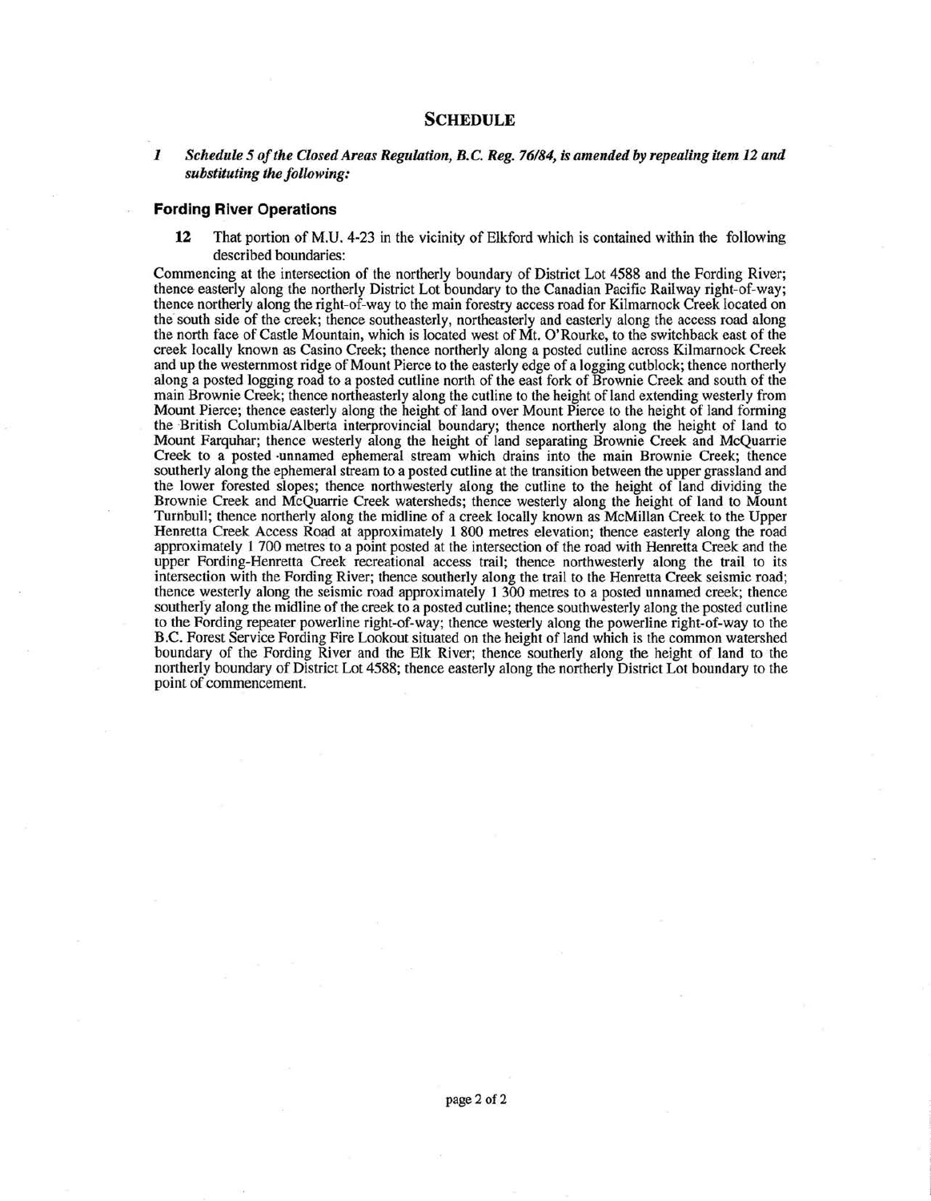## SCHEDULE

*1 Schedule 5 of the Closed Areas Regulation, B.C. Reg. 76/84, is amended by repealing item 12 and substituting the following:*

### Fording River Operations

**12** That portion of M.U. 4-23 in the vicinity of Elkford which is contained within the following described boundaries:

Commencing at the intersection of the northerly boundary of District Lot 4588 and the Fording River; thence easterly along the northerly District Lot boundary to the Canadian Pacific Railway right-of-way; thence northerly along the right-of-way to the main forestry access road for Kilmarnock Creek located on the south side of the creek; thence southeasterly, northeasterly and easterly along the access road along the north face of Castle Mountain, which is located west of Mt. O'Rourke, to the switchback east of the creek locally known as Casino Creek; thence northerly along a posted cutline across Kilmarnock Creek and up the westernmost ridge of Mount Pierce to the easterly edge of a logging cutblock; thence northerly along a posted logging road to a posted cutline north of the east fork of Brownie Creek and south of the main Brownie Creek; thence northeasterly along the cutline to the height of land extending westerly from Mount Pierce; thence easterly along the height of land over Mount Pierce to the height of land forming the British Columbia/Alberta interprovincial boundary; thence northerly along the height of land to Mount Farquhar; thence westerly along the height of land separating Brownie Creek and McQuarrie Creek to a posted unnamed ephemeral stream which drains into the main Brownie Creek; thence southerly along the ephemeral stream to a posted cutline at the transition between the upper grassland and the lower forested slopes; thence northwesterly along the cutline to the height of land dividing the Brownie Creek and McQuarrie Creek watersheds; thence westerly along the height of land to Mount Turnbull; thence northerly along the midline of a creek locally known as McMillan Creek to the Upper Henretta Creek Access Road at approximately 1 800 metres elevation; thence easterly along the road approximately 1 700 metres to a point posted at the intersection of the road with Henretta Creek and the upper Fording-Henretta Creek recreational access trail; thence northwesterly along the trail to its intersection with the Fording River; thence southerly along the trail to the Henretta Creek seismic road; thence westerly along the seismic road approximately 1 300 metres to a posted unnamed creek; thence southerly along the midline of the creek to a posted cutline; thence southwesterly along the posted cutline to the Fording repeater powerline right-of-way; thence westerly along the powerline right-of-way to the B.C. Forest Service Fording Fire Lookout situated on the height of land which is the common watershed boundary of the Fording River and the Elk River; thence southerly along the height of land to the northerly boundary of District Lot 4588; thence easterly along the northerly District Lot boundary to the point of commencement.